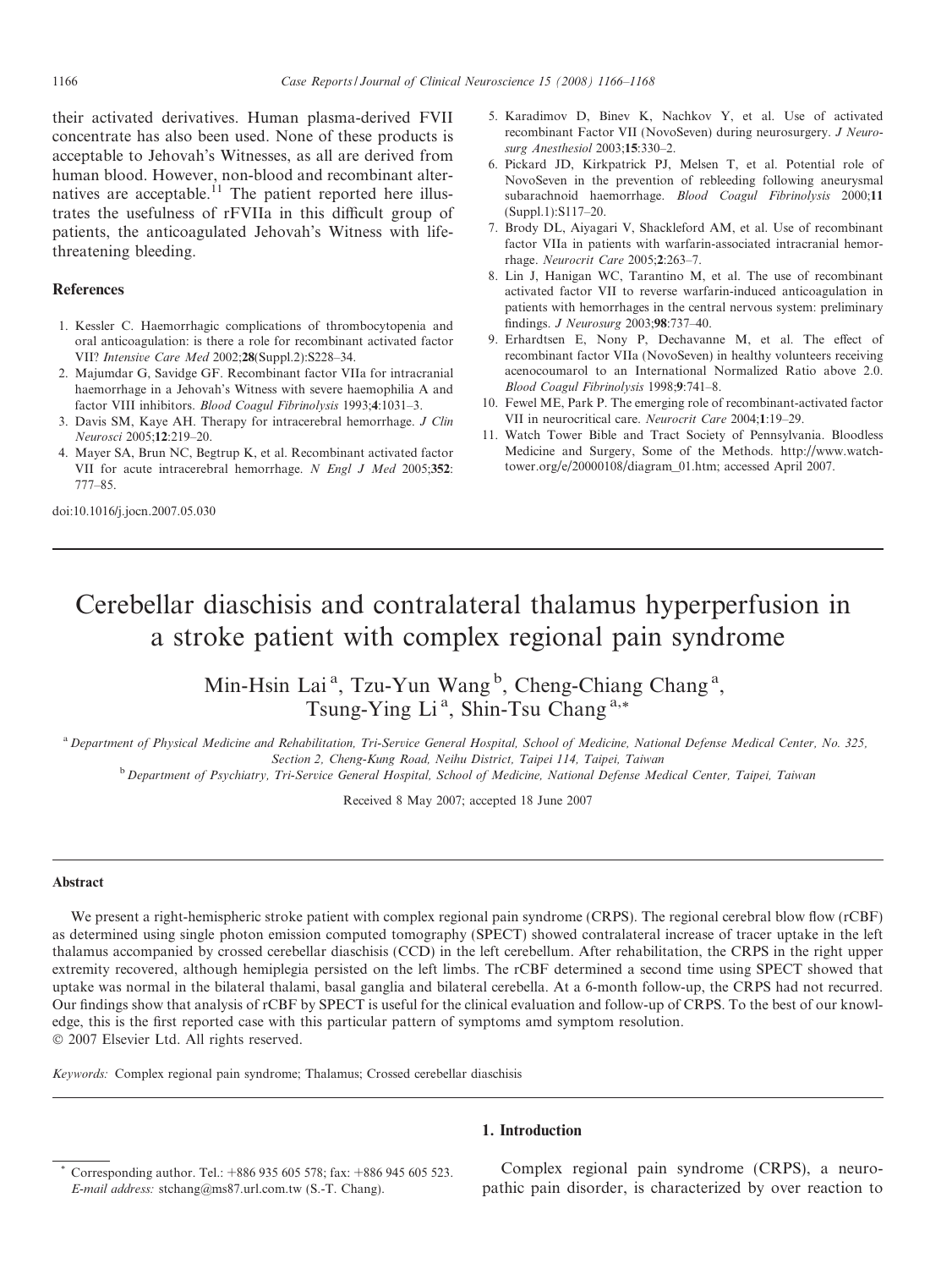their activated derivatives. Human plasma-derived FVII concentrate has also been used. None of these products is acceptable to Jehovah's Witnesses, as all are derived from human blood. However, non-blood and recombinant alternatives are acceptable.[11] The patient reported here illustrates the usefulness of rFVIIa in this difficult group of patients, the anticoagulated Jehovah's Witness with life-threatening bleeding.

## References

1. Kessler C. Haemorrhagic complications of thrombocytopenia and oral anticoagulation: is there a role for recombinant activated factor VII? *Intensive Care Med* 2002;**28**(Suppl.2):S228–34.
2. Majumdar G, Savidge GF. Recombinant factor VIIa for intracranial haemorrhage in a Jehovah's Witness with severe haemophilia A and factor VIII inhibitors. *Blood Coagul Fibrinolysis* 1993;**4**:1031–3.
3. Davis SM, Kaye AH. Therapy for intracerebral hemorrhage. *J Clin Neurosci* 2005;**12**:219–20.
4. Mayer SA, Brun NC, Begtrup K, et al. Recombinant activated factor VII for acute intracerebral hemorrhage. *N Engl J Med* 2005;**352**: 777–85.
5. Karadimov D, Binev K, Nachkov Y, et al. Use of activated recombinant Factor VII (NovoSeven) during neurosurgery. *J Neurosurg Anesthesiol* 2003;**15**:330–2.
6. Pickard JD, Kirkpatrick PJ, Melsen T, et al. Potential role of NovoSeven in the prevention of rebleeding following aneurysmal subarachnoid haemorrhage. *Blood Coagul Fibrinolysis* 2000;**11** (Suppl.1):S117–20.
7. Brody DL, Aiyagari V, Shackleford AM, et al. Use of recombinant factor VIIa in patients with warfarin-associated intracranial hemorrhage. *Neurocrit Care* 2005;**2**:263–7.
8. Lin J, Hanigan WC, Tarantino M, et al. The use of recombinant activated factor VII to reverse warfarin-induced anticoagulation in patients with hemorrhages in the central nervous system: preliminary findings. *J Neurosurg* 2003;**98**:737–40.
9. Erhardtsen E, Nony P, Dechavanne M, et al. The effect of recombinant factor VIIa (NovoSeven) in healthy volunteers receiving acenocoumarol to an International Normalized Ratio above 2.0. *Blood Coagul Fibrinolysis* 1998;**9**:741–8.
10. Fewel ME, Park P. The emerging role of recombinant-activated factor VII in neurocritical care. *Neurocrit Care* 2004;**1**:19–29.
11. Watch Tower Bible and Tract Society of Pennsylvania. Bloodless Medicine and Surgery, Some of the Methods. http://www.watchtower.org/e/20000108/diagram_01.htm; accessed April 2007.

doi:10.1016/j.jocn.2007.05.030

# Cerebellar diaschisis and contralateral thalamus hyperperfusion in a stroke patient with complex regional pain syndrome

Min-Hsin Lai [a], Tzu-Yun Wang [b], Cheng-Chiang Chang [a], Tsung-Ying Li [a], Shin-Tsu Chang [a,*]

[a] Department of Physical Medicine and Rehabilitation, Tri-Service General Hospital, School of Medicine, National Defense Medical Center, No. 325, Section 2, Cheng-Kung Road, Neihu District, Taipei 114, Taipei, Taiwan

[b] Department of Psychiatry, Tri-Service General Hospital, School of Medicine, National Defense Medical Center, Taipei, Taiwan

Received 8 May 2007; accepted 18 June 2007

## Abstract

We present a right-hemispheric stroke patient with complex regional pain syndrome (CRPS). The regional cerebral blow flow (rCBF) as determined using single photon emission computed tomography (SPECT) showed contralateral increase of tracer uptake in the left thalamus accompanied by crossed cerebellar diaschisis (CCD) in the left cerebellum. After rehabilitation, the CRPS in the right upper extremity recovered, although hemiplegia persisted on the left limbs. The rCBF determined a second time using SPECT showed that uptake was normal in the bilateral thalami, basal ganglia and bilateral cerebella. At a 6-month follow-up, the CRPS had not recurred. Our findings show that analysis of rCBF by SPECT is useful for the clinical evaluation and follow-up of CRPS. To the best of our knowledge, this is the first reported case with this particular pattern of symptoms amd symptom resolution.

© 2007 Elsevier Ltd. All rights reserved.

*Keywords:* Complex regional pain syndrome; Thalamus; Crossed cerebellar diaschisis

## 1. Introduction

Complex regional pain syndrome (CRPS), a neuropathic pain disorder, is characterized by over reaction to

\* Corresponding author. Tel.: +886 935 605 578; fax: +886 945 605 523. *E-mail address:* stchang@ms87.url.com.tw (S.-T. Chang).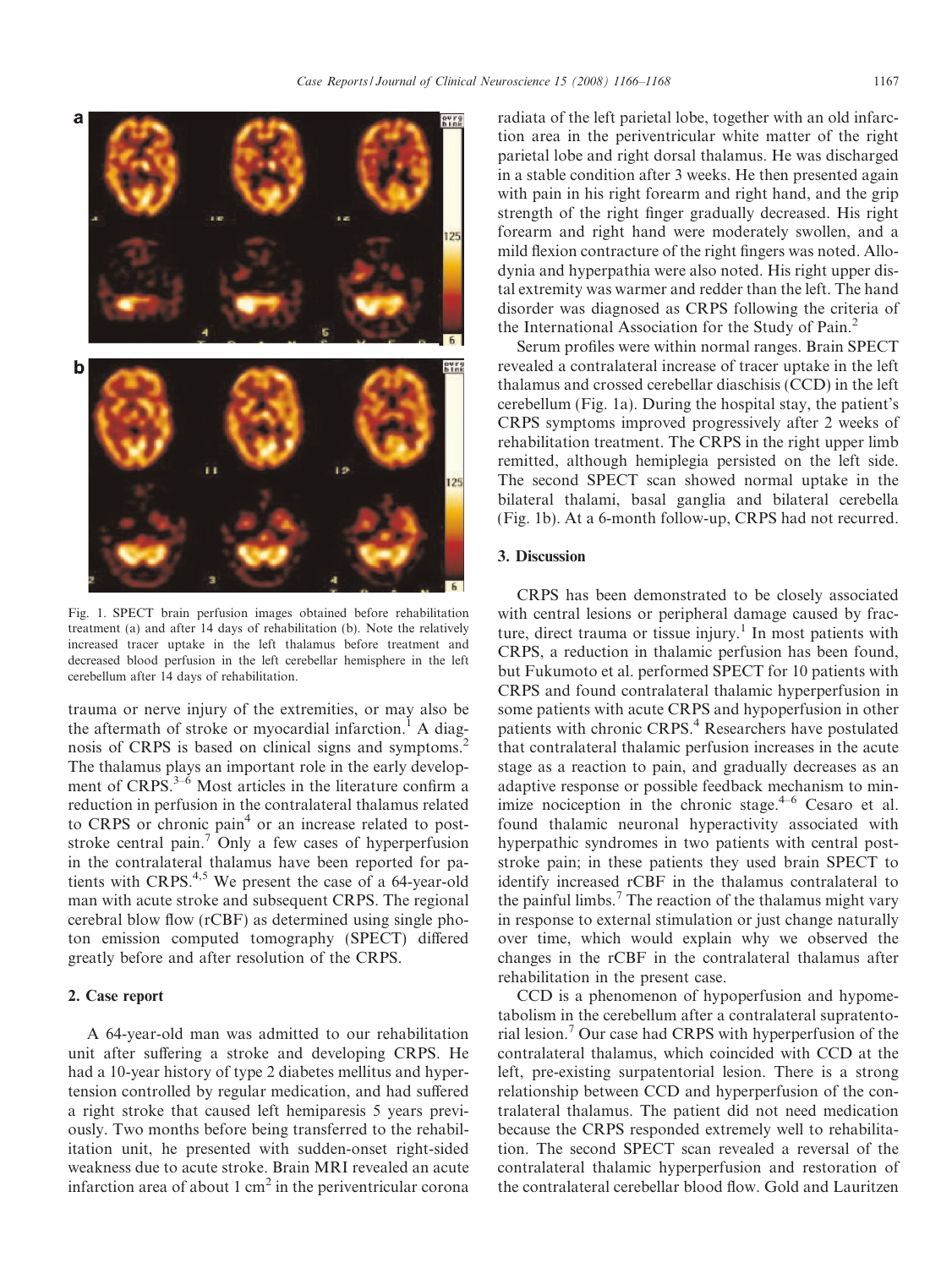Fig. 1. SPECT brain perfusion images obtained before rehabilitation treatment (a) and after 14 days of rehabilitation (b). Note the relatively increased tracer uptake in the left thalamus before treatment and decreased blood perfusion in the left cerebellar hemisphere in the left cerebellum after 14 days of rehabilitation.

trauma or nerve injury of the extremities, or may also be the aftermath of stroke or myocardial infarction.[1] A diagnosis of CRPS is based on clinical signs and symptoms.[2] The thalamus plays an important role in the early development of CRPS.[3–6] Most articles in the literature confirm a reduction in perfusion in the contralateral thalamus related to CRPS or chronic pain[4] or an increase related to post-stroke central pain.[7] Only a few cases of hyperperfusion in the contralateral thalamus have been reported for patients with CRPS.[4,5] We present the case of a 64-year-old man with acute stroke and subsequent CRPS. The regional cerebral blow flow (rCBF) as determined using single photon emission computed tomography (SPECT) differed greatly before and after resolution of the CRPS.

## 2. Case report

A 64-year-old man was admitted to our rehabilitation unit after suffering a stroke and developing CRPS. He had a 10-year history of type 2 diabetes mellitus and hypertension controlled by regular medication, and had suffered a right stroke that caused left hemiparesis 5 years previously. Two months before being transferred to the rehabilitation unit, he presented with sudden-onset right-sided weakness due to acute stroke. Brain MRI revealed an acute infarction area of about 1 $cm^2$ in the periventricular corona radiata of the left parietal lobe, together with an old infarction area in the periventricular white matter of the right parietal lobe and right dorsal thalamus. He was discharged in a stable condition after 3 weeks. He then presented again with pain in his right forearm and right hand, and the grip strength of the right finger gradually decreased. His right forearm and right hand were moderately swollen, and a mild flexion contracture of the right fingers was noted. Allodynia and hyperpathia were also noted. His right upper distal extremity was warmer and redder than the left. The hand disorder was diagnosed as CRPS following the criteria of the International Association for the Study of Pain.[2]

Serum profiles were within normal ranges. Brain SPECT revealed a contralateral increase of tracer uptake in the left thalamus and crossed cerebellar diaschisis (CCD) in the left cerebellum (Fig. 1a). During the hospital stay, the patient's CRPS symptoms improved progressively after 2 weeks of rehabilitation treatment. The CRPS in the right upper limb remitted, although hemiplegia persisted on the left side. The second SPECT scan showed normal uptake in the bilateral thalami, basal ganglia and bilateral cerebella (Fig. 1b). At a 6-month follow-up, CRPS had not recurred.

## 3. Discussion

CRPS has been demonstrated to be closely associated with central lesions or peripheral damage caused by fracture, direct trauma or tissue injury.[1] In most patients with CRPS, a reduction in thalamic perfusion has been found, but Fukumoto et al. performed SPECT for 10 patients with CRPS and found contralateral thalamic hyperperfusion in some patients with acute CRPS and hypoperfusion in other patients with chronic CRPS.[4] Researchers have postulated that contralateral thalamic perfusion increases in the acute stage as a reaction to pain, and gradually decreases as an adaptive response or possible feedback mechanism to minimize nociception in the chronic stage.[4–6] Cesaro et al. found thalamic neuronal hyperactivity associated with hyperpathic syndromes in two patients with central post-stroke pain; in these patients they used brain SPECT to identify increased rCBF in the thalamus contralateral to the painful limbs.[7] The reaction of the thalamus might vary in response to external stimulation or just change naturally over time, which would explain why we observed the changes in the rCBF in the contralateral thalamus after rehabilitation in the present case.

CCD is a phenomenon of hypoperfusion and hypometabolism in the cerebellum after a contralateral supratentorial lesion.[7] Our case had CRPS with hyperperfusion of the contralateral thalamus, which coincided with CCD at the left, pre-existing surpatentorial lesion. There is a strong relationship between CCD and hyperperfusion of the contralateral thalamus. The patient did not need medication because the CRPS responded extremely well to rehabilitation. The second SPECT scan revealed a reversal of the contralateral thalamic hyperperfusion and restoration of the contralateral cerebellar blood flow. Gold and Lauritzen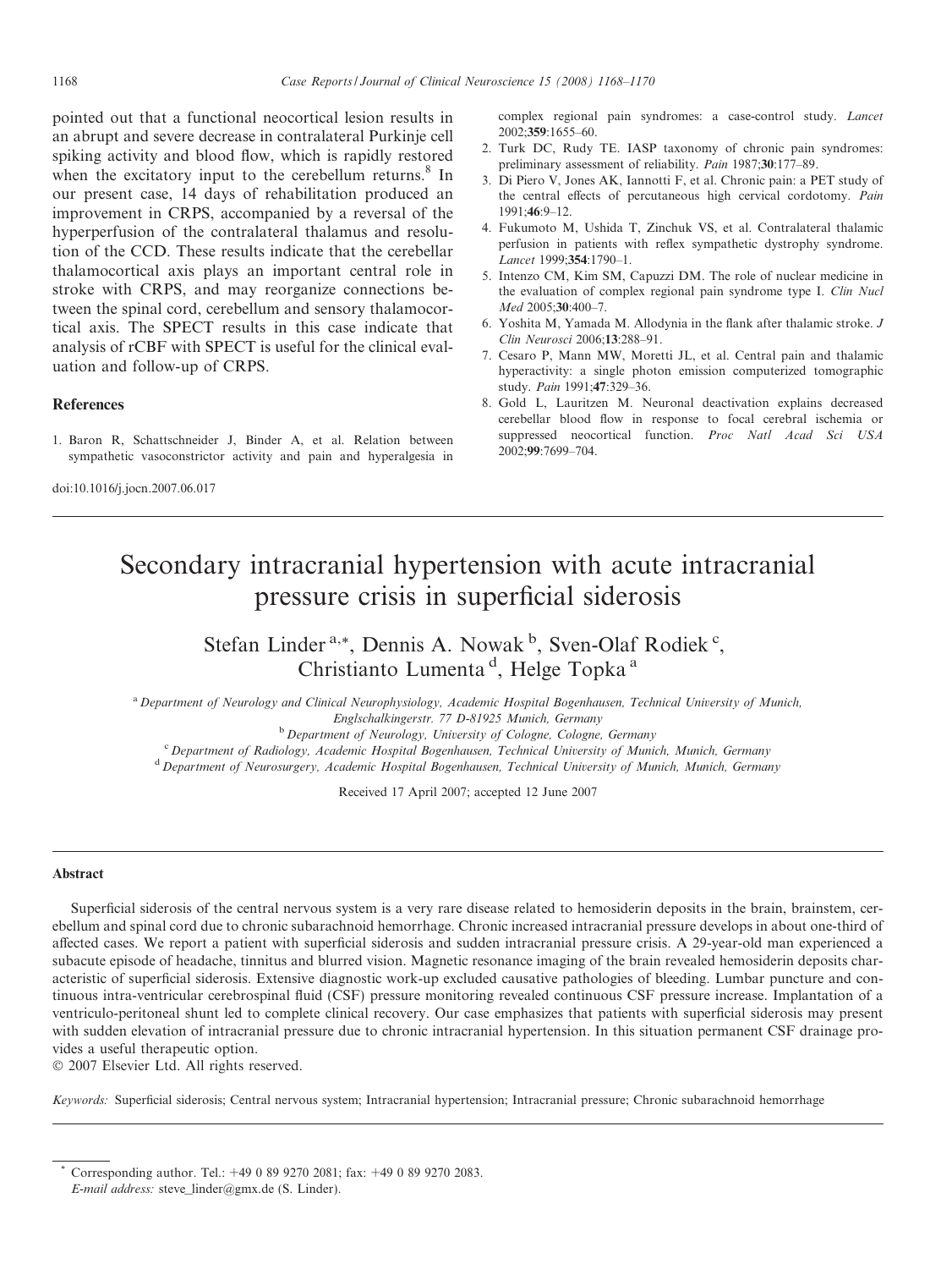pointed out that a functional neocortical lesion results in an abrupt and severe decrease in contralateral Purkinje cell spiking activity and blood flow, which is rapidly restored when the excitatory input to the cerebellum returns.[8] In our present case, 14 days of rehabilitation produced an improvement in CRPS, accompanied by a reversal of the hyperperfusion of the contralateral thalamus and resolution of the CCD. These results indicate that the cerebellar thalamocortical axis plays an important central role in stroke with CRPS, and may reorganize connections between the spinal cord, cerebellum and sensory thalamocortical axis. The SPECT results in this case indicate that analysis of rCBF with SPECT is useful for the clinical evaluation and follow-up of CRPS.

## References

1. Baron R, Schattschneider J, Binder A, et al. Relation between sympathetic vasoconstrictor activity and pain and hyperalgesia in complex regional pain syndromes: a case-control study. *Lancet* 2002;**359**:1655–60.
2. Turk DC, Rudy TE. IASP taxonomy of chronic pain syndromes: preliminary assessment of reliability. *Pain* 1987;**30**:177–89.
3. Di Piero V, Jones AK, Iannotti F, et al. Chronic pain: a PET study of the central effects of percutaneous high cervical cordotomy. *Pain* 1991;**46**:9–12.
4. Fukumoto M, Ushida T, Zinchuk VS, et al. Contralateral thalamic perfusion in patients with reflex sympathetic dystrophy syndrome. *Lancet* 1999;**354**:1790–1.
5. Intenzo CM, Kim SM, Capuzzi DM. The role of nuclear medicine in the evaluation of complex regional pain syndrome type I. *Clin Nucl Med* 2005;**30**:400–7.
6. Yoshita M, Yamada M. Allodynia in the flank after thalamic stroke. *J Clin Neurosci* 2006;**13**:288–91.
7. Cesaro P, Mann MW, Moretti JL, et al. Central pain and thalamic hyperactivity: a single photon emission computerized tomographic study. *Pain* 1991;**47**:329–36.
8. Gold L, Lauritzen M. Neuronal deactivation explains decreased cerebellar blood flow in response to focal cerebral ischemia or suppressed neocortical function. *Proc Natl Acad Sci USA* 2002;**99**:7699–704.

doi:10.1016/j.jocn.2007.06.017

# Secondary intracranial hypertension with acute intracranial pressure crisis in superficial siderosis

Stefan Linder [a,*], Dennis A. Nowak [b], Sven-Olaf Rodiek [c], Christianto Lumenta [d], Helge Topka [a]

[a] *Department of Neurology and Clinical Neurophysiology, Academic Hospital Bogenhausen, Technical University of Munich, Englschalkingerstr. 77 D-81925 Munich, Germany*

[b] *Department of Neurology, University of Cologne, Cologne, Germany*

[c] *Department of Radiology, Academic Hospital Bogenhausen, Technical University of Munich, Munich, Germany*

[d] *Department of Neurosurgery, Academic Hospital Bogenhausen, Technical University of Munich, Munich, Germany*

Received 17 April 2007; accepted 12 June 2007

## Abstract

Superficial siderosis of the central nervous system is a very rare disease related to hemosiderin deposits in the brain, brainstem, cerebellum and spinal cord due to chronic subarachnoid hemorrhage. Chronic increased intracranial pressure develops in about one-third of affected cases. We report a patient with superficial siderosis and sudden intracranial pressure crisis. A 29-year-old man experienced a subacute episode of headache, tinnitus and blurred vision. Magnetic resonance imaging of the brain revealed hemosiderin deposits characteristic of superficial siderosis. Extensive diagnostic work-up excluded causative pathologies of bleeding. Lumbar puncture and continuous intra-ventricular cerebrospinal fluid (CSF) pressure monitoring revealed continuous CSF pressure increase. Implantation of a ventriculo-peritoneal shunt led to complete clinical recovery. Our case emphasizes that patients with superficial siderosis may present with sudden elevation of intracranial pressure due to chronic intracranial hypertension. In this situation permanent CSF drainage provides a useful therapeutic option.

© 2007 Elsevier Ltd. All rights reserved.

*Keywords:* Superficial siderosis; Central nervous system; Intracranial hypertension; Intracranial pressure; Chronic subarachnoid hemorrhage

\* Corresponding author. Tel.: +49 0 89 9270 2081; fax: +49 0 89 9270 2083.
*E-mail address:* steve_linder@gmx.de (S. Linder).